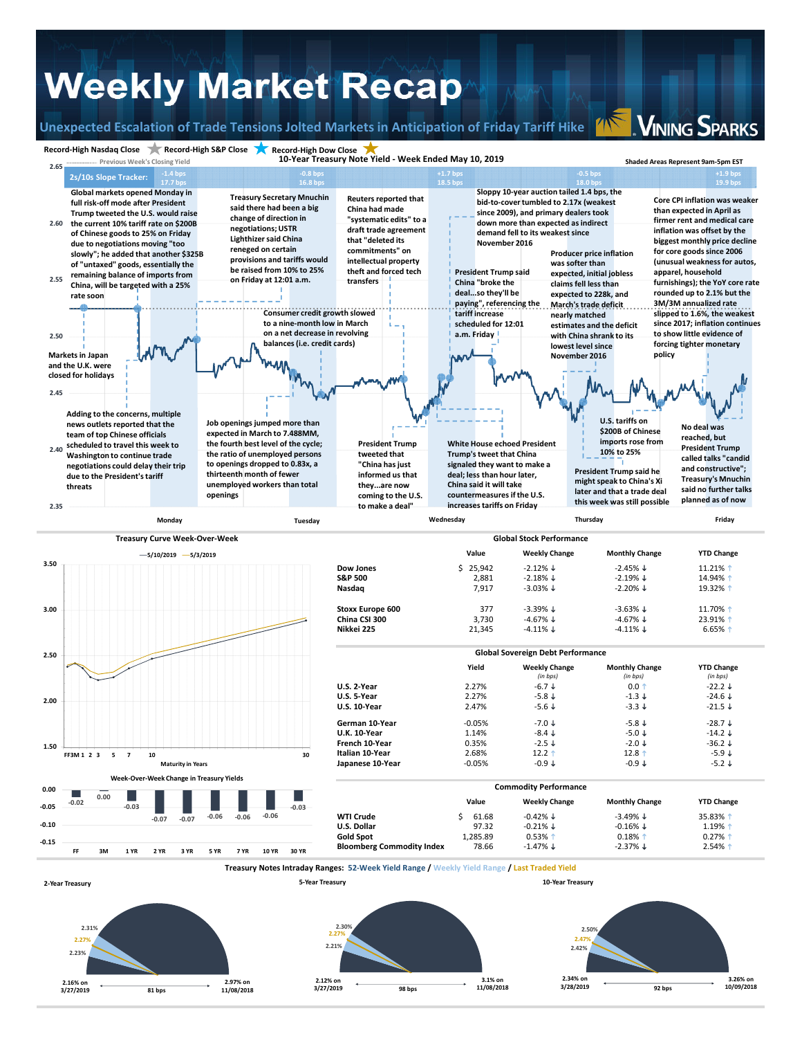# Weekly Market Recap

## Unexpected Escalation of Trade Tensions Jolted Markets in Anticipation of Friday Tariff Hike

VINING SPARKS

Record-High Nasdaq Close · Record-High S&P Close · Record-High Dow Close

### 10-Year Treasury Note Yield - Week Ended May 10, 2019

Previous Week's Closing Yield · Shaded Areas Represent 9am-5pm EST

**2s/10s Slope Tracker:**

| Monday | Tuesday | Wednesday | Thursday | Friday |
|---|---|---|---|---|
| -1.4 bps / 17.7 bps | -0.8 bps / 16.8 bps | +1.7 bps / 18.5 bps | -0.5 bps / 18.0 bps | +1.9 bps / 19.9 bps |

- Global markets opened Monday in full risk-off mode after President Trump tweeted the U.S. would raise the current 10% tariff rate on $200B of Chinese goods to 25% on Friday due to negotiations moving "too slowly"; he added that another $325B of "untaxed" goods, essentially the remaining balance of imports from China, will be targeted with a 25% rate soon
- Markets in Japan and the U.K. were closed for holidays
- Adding to the concerns, multiple news outlets reported that the team of top Chinese officials scheduled to travel this week to Washington to continue trade negotiations could delay their trip due to the President's tariff threats
- Treasury Secretary Mnuchin said there had been a big change of direction in negotiations; USTR Lighthizer said China reneged on certain provisions and tariffs would be raised from 10% to 25% on Friday at 12:01 a.m.
- Consumer credit growth slowed to a nine-month low in March on a net decrease in revolving balances (i.e. credit cards)
- Job openings jumped more than expected in March to 7.488MM, the fourth best level of the cycle; the ratio of unemployed persons to openings dropped to 0.83x, a thirteenth month of fewer unemployed workers than total openings
- Reuters reported that China had made "systematic edits" to a draft trade agreement that "deleted its commitments" on intellectual property theft and forced tech transfers
- President Trump tweeted that "China has just informed us that they...are now coming to the U.S. to make a deal"
- Sloppy 10-year auction tailed 1.4 bps, the bid-to-cover tumbled to 2.17x (weakest since 2009), and primary dealers took down more than expected as indirect demand fell to its weakest since November 2016
- President Trump said China "broke the deal...so they'll be paying", referencing the tariff increase scheduled for 12:01 a.m. Friday
- White House echoed President Trump's tweet that China signaled they want to make a deal; less than hour later, China said it will take countermeasures if the U.S. increases tariffs on Friday
- Producer price inflation was softer than expected, initial jobless claims fell less than expected to 228k, and March's trade deficit nearly matched estimates and the deficit with China shrank to its lowest level since November 2016
- U.S. tariffs on $200B of Chinese imports rose from 10% to 25%
- President Trump said he might speak to China's Xi later and that a trade deal this week was still possible
- Core CPI inflation was weaker than expected in April as firmer rent and medical care inflation was offset by the biggest monthly price decline for core goods since 2006 (unusual weakness for autos, apparel, household furnishings); the YoY core rate rounded up to 2.1% but the 3M/3M annualized rate slipped to 1.6%, the weakest since 2017; inflation continues to show little evidence of forcing tighter monetary policy
- No deal was reached, but President Trump called talks "candid and constructive"; Treasury's Mnuchin said no further talks planned as of now

### Treasury Curve Week-Over-Week

(5/10/2019 vs. 5/3/2019; Maturity in Years)

### Week-Over-Week Change in Treasury Yields

| FF | 3M | 1 YR | 2 YR | 3 YR | 5 YR | 7 YR | 10 YR | 30 YR |
|---|---|---|---|---|---|---|---|---|
| -0.02 | 0.00 | -0.03 | -0.07 | -0.07 | -0.06 | -0.06 | -0.06 | -0.03 |

### Global Stock Performance

| | Value | Weekly Change | Monthly Change | YTD Change |
|---|---|---|---|---|
| Dow Jones | $ 25,942 | -2.12% ↓ | -2.45% ↓ | 11.21% ↑ |
| S&P 500 | 2,881 | -2.18% ↓ | -2.19% ↓ | 14.94% ↑ |
| Nasdaq | 7,917 | -3.03% ↓ | -2.20% ↓ | 19.32% ↑ |
| Stoxx Europe 600 | 377 | -3.39% ↓ | -3.63% ↓ | 11.70% ↑ |
| China CSI 300 | 3,730 | -4.67% ↓ | -4.67% ↓ | 23.91% ↑ |
| Nikkei 225 | 21,345 | -4.11% ↓ | -4.11% ↓ | 6.65% ↑ |

### Global Sovereign Debt Performance

| | Yield | Weekly Change (in bps) | Monthly Change (in bps) | YTD Change (in bps) |
|---|---|---|---|---|
| U.S. 2-Year | 2.27% | -6.7 ↓ | 0.0 ↑ | -22.2 ↓ |
| U.S. 5-Year | 2.27% | -5.8 ↓ | -1.3 ↓ | -24.6 ↓ |
| U.S. 10-Year | 2.47% | -5.6 ↓ | -3.3 ↓ | -21.5 ↓ |
| German 10-Year | -0.05% | -7.0 ↓ | -5.8 ↓ | -28.7 ↓ |
| U.K. 10-Year | 1.14% | -8.4 ↓ | -5.0 ↓ | -14.2 ↓ |
| French 10-Year | 0.35% | -2.5 ↓ | -2.0 ↓ | -36.2 ↓ |
| Italian 10-Year | 2.68% | 12.2 ↑ | 12.8 ↑ | -5.9 ↓ |
| Japanese 10-Year | -0.05% | -0.9 ↓ | -0.9 ↓ | -5.2 ↓ |

### Commodity Performance

| | Value | Weekly Change | Monthly Change | YTD Change |
|---|---|---|---|---|
| WTI Crude | $ 61.68 | -0.42% ↓ | -3.49% ↓ | 35.83% ↑ |
| U.S. Dollar | 97.32 | -0.21% ↓ | -0.16% ↓ | 1.19% ↑ |
| Gold Spot | 1,285.89 | 0.53% ↑ | 0.18% ↑ | 0.27% ↑ |
| Bloomberg Commodity Index | 78.66 | -1.47% ↓ | -2.37% ↓ | 2.54% ↑ |

### Treasury Notes Intraday Ranges: 52-Week Yield Range / Weekly Yield Range / Last Traded Yield

| | 52-Week Low | 52-Week High | 52-Week Range | Weekly High | Last Traded | Weekly Low |
|---|---|---|---|---|---|---|
| 2-Year Treasury | 2.16% on 3/27/2019 | 2.97% on 11/08/2018 | 81 bps | 2.31% | 2.27% | 2.23% |
| 5-Year Treasury | 2.12% on 3/27/2019 | 3.1% on 11/08/2018 | 98 bps | 2.30% | 2.27% | 2.21% |
| 10-Year Treasury | 2.34% on 3/28/2019 | 3.26% on 10/09/2018 | 92 bps | 2.50% | 2.47% | 2.42% |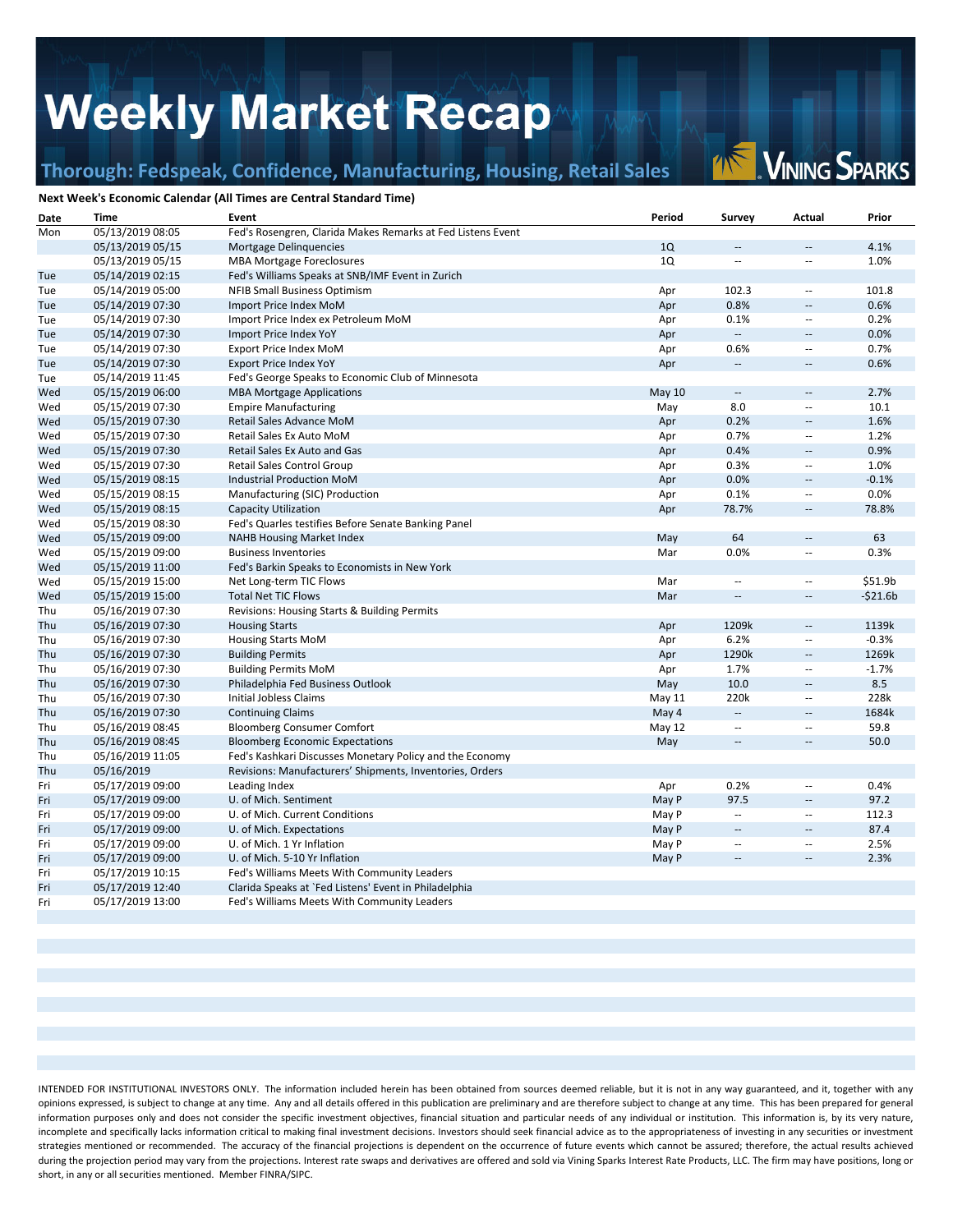# Weekly Market Recap

## Thorough: Fedspeak, Confidence, Manufacturing, Housing, Retail Sales

VINING SPARKS

**Next Week's Economic Calendar (All Times are Central Standard Time)**

| Date | Time | Event | Period | Survey | Actual | Prior |
|---|---|---|---|---|---|---|
| Mon | 05/13/2019 08:05 | Fed's Rosengren, Clarida Makes Remarks at Fed Listens Event | | | | |
| | 05/13/2019 05/15 | Mortgage Delinquencies | 1Q | -- | -- | 4.1% |
| | 05/13/2019 05/15 | MBA Mortgage Foreclosures | 1Q | -- | -- | 1.0% |
| Tue | 05/14/2019 02:15 | Fed's Williams Speaks at SNB/IMF Event in Zurich | | | | |
| Tue | 05/14/2019 05:00 | NFIB Small Business Optimism | Apr | 102.3 | -- | 101.8 |
| Tue | 05/14/2019 07:30 | Import Price Index MoM | Apr | 0.8% | -- | 0.6% |
| Tue | 05/14/2019 07:30 | Import Price Index ex Petroleum MoM | Apr | 0.1% | -- | 0.2% |
| Tue | 05/14/2019 07:30 | Import Price Index YoY | Apr | -- | -- | 0.0% |
| Tue | 05/14/2019 07:30 | Export Price Index MoM | Apr | 0.6% | -- | 0.7% |
| Tue | 05/14/2019 07:30 | Export Price Index YoY | Apr | -- | -- | 0.6% |
| Tue | 05/14/2019 11:45 | Fed's George Speaks to Economic Club of Minnesota | | | | |
| Wed | 05/15/2019 06:00 | MBA Mortgage Applications | May 10 | -- | -- | 2.7% |
| Wed | 05/15/2019 07:30 | Empire Manufacturing | May | 8.0 | -- | 10.1 |
| Wed | 05/15/2019 07:30 | Retail Sales Advance MoM | Apr | 0.2% | -- | 1.6% |
| Wed | 05/15/2019 07:30 | Retail Sales Ex Auto MoM | Apr | 0.7% | -- | 1.2% |
| Wed | 05/15/2019 07:30 | Retail Sales Ex Auto and Gas | Apr | 0.4% | -- | 0.9% |
| Wed | 05/15/2019 07:30 | Retail Sales Control Group | Apr | 0.3% | -- | 1.0% |
| Wed | 05/15/2019 08:15 | Industrial Production MoM | Apr | 0.0% | -- | -0.1% |
| Wed | 05/15/2019 08:15 | Manufacturing (SIC) Production | Apr | 0.1% | -- | 0.0% |
| Wed | 05/15/2019 08:15 | Capacity Utilization | Apr | 78.7% | -- | 78.8% |
| Wed | 05/15/2019 08:30 | Fed's Quarles testifies Before Senate Banking Panel | | | | |
| Wed | 05/15/2019 09:00 | NAHB Housing Market Index | May | 64 | -- | 63 |
| Wed | 05/15/2019 09:00 | Business Inventories | Mar | 0.0% | -- | 0.3% |
| Wed | 05/15/2019 11:00 | Fed's Barkin Speaks to Economists in New York | | | | |
| Wed | 05/15/2019 15:00 | Net Long-term TIC Flows | Mar | -- | -- | $51.9b |
| Wed | 05/15/2019 15:00 | Total Net TIC Flows | Mar | -- | -- | -$21.6b |
| Thu | 05/16/2019 07:30 | Revisions: Housing Starts & Building Permits | | | | |
| Thu | 05/16/2019 07:30 | Housing Starts | Apr | 1209k | -- | 1139k |
| Thu | 05/16/2019 07:30 | Housing Starts MoM | Apr | 6.2% | -- | -0.3% |
| Thu | 05/16/2019 07:30 | Building Permits | Apr | 1290k | -- | 1269k |
| Thu | 05/16/2019 07:30 | Building Permits MoM | Apr | 1.7% | -- | -1.7% |
| Thu | 05/16/2019 07:30 | Philadelphia Fed Business Outlook | May | 10.0 | -- | 8.5 |
| Thu | 05/16/2019 07:30 | Initial Jobless Claims | May 11 | 220k | -- | 228k |
| Thu | 05/16/2019 07:30 | Continuing Claims | May 4 | -- | -- | 1684k |
| Thu | 05/16/2019 08:45 | Bloomberg Consumer Comfort | May 12 | -- | -- | 59.8 |
| Thu | 05/16/2019 08:45 | Bloomberg Economic Expectations | May | -- | -- | 50.0 |
| Thu | 05/16/2019 11:05 | Fed's Kashkari Discusses Monetary Policy and the Economy | | | | |
| Thu | 05/16/2019 | Revisions: Manufacturers' Shipments, Inventories, Orders | | | | |
| Fri | 05/17/2019 09:00 | Leading Index | Apr | 0.2% | -- | 0.4% |
| Fri | 05/17/2019 09:00 | U. of Mich. Sentiment | May P | 97.5 | -- | 97.2 |
| Fri | 05/17/2019 09:00 | U. of Mich. Current Conditions | May P | -- | -- | 112.3 |
| Fri | 05/17/2019 09:00 | U. of Mich. Expectations | May P | -- | -- | 87.4 |
| Fri | 05/17/2019 09:00 | U. of Mich. 1 Yr Inflation | May P | -- | -- | 2.5% |
| Fri | 05/17/2019 09:00 | U. of Mich. 5-10 Yr Inflation | May P | -- | -- | 2.3% |
| Fri | 05/17/2019 10:15 | Fed's Williams Meets With Community Leaders | | | | |
| Fri | 05/17/2019 12:40 | Clarida Speaks at `Fed Listens' Event in Philadelphia | | | | |
| Fri | 05/17/2019 13:00 | Fed's Williams Meets With Community Leaders | | | | |

INTENDED FOR INSTITUTIONAL INVESTORS ONLY. The information included herein has been obtained from sources deemed reliable, but it is not in any way guaranteed, and it, together with any opinions expressed, is subject to change at any time. Any and all details offered in this publication are preliminary and are therefore subject to change at any time. This has been prepared for general information purposes only and does not consider the specific investment objectives, financial situation and particular needs of any individual or institution. This information is, by its very nature, incomplete and specifically lacks information critical to making final investment decisions. Investors should seek financial advice as to the appropriateness of investing in any securities or investment strategies mentioned or recommended. The accuracy of the financial projections is dependent on the occurrence of future events which cannot be assured; therefore, the actual results achieved during the projection period may vary from the projections. Interest rate swaps and derivatives are offered and sold via Vining Sparks Interest Rate Products, LLC. The firm may have positions, long or short, in any or all securities mentioned. Member FINRA/SIPC.